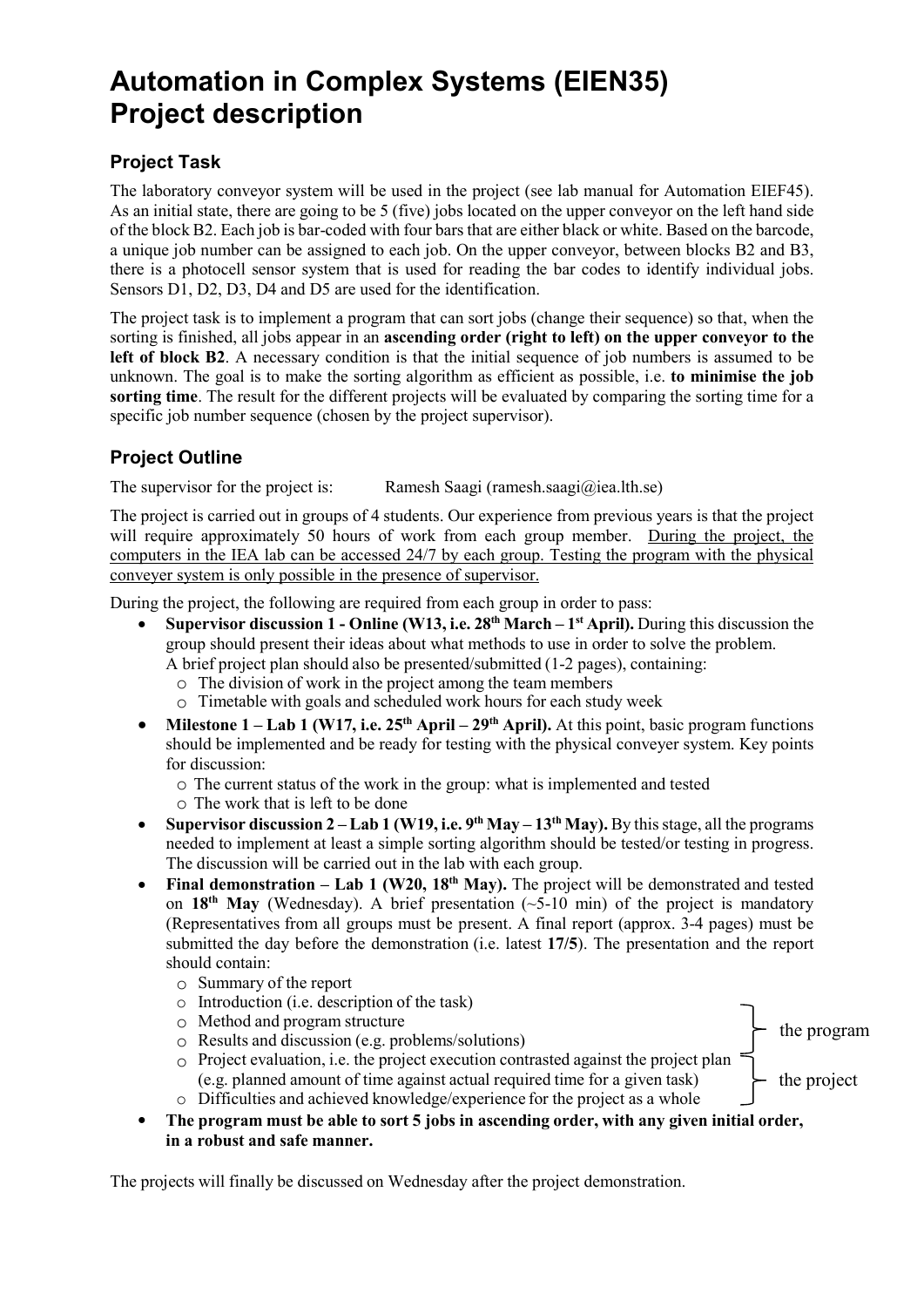# Automation in Complex Systems (EIEN35) Project description

## Project Task

The laboratory conveyor system will be used in the project (see lab manual for Automation EIEF45). As an initial state, there are going to be 5 (five) jobs located on the upper conveyor on the left hand side of the block B2. Each job is bar-coded with four bars that are either black or white. Based on the barcode, a unique job number can be assigned to each job. On the upper conveyor, between blocks B2 and B3, there is a photocell sensor system that is used for reading the bar codes to identify individual jobs. Sensors D1, D2, D3, D4 and D5 are used for the identification.

The project task is to implement a program that can sort jobs (change their sequence) so that, when the sorting is finished, all jobs appear in an **ascending order (right to left) on the upper conveyor to the left of block B2**. A necessary condition is that the initial sequence of job numbers is assumed to be unknown. The goal is to make the sorting algorithm as efficient as possible, i.e. **to minimise the job sorting time**. The result for the different projects will be evaluated by comparing the sorting time for a specific job number sequence (chosen by the project supervisor).

## Project Outline

The supervisor for the project is: Ramesh Saagi (ramesh.saagi@iea.lth.se)

The project is carried out in groups of 4 students. Our experience from previous years is that the project will require approximately 50 hours of work from each group member. <u>During the project, the computers in the IEA lab can be accessed 24/7 by each group. Testing the program with the physical conveyer system is only possible in the presence of supervisor.</u>

During the project, the following are required from each group in order to pass:

- **Supervisor discussion 1 - Online (W13, i.e. 28th March – 1st April).** During this discussion the group should present their ideas about what methods to use in order to solve the problem. A brief project plan should also be presented/submitted (1-2 pages), containing:
  - The division of work in the project among the team members
  - Timetable with goals and scheduled work hours for each study week
- **Milestone 1 – Lab 1 (W17, i.e. 25th April – 29th April).** At this point, basic program functions should be implemented and be ready for testing with the physical conveyer system. Key points for discussion:
  - The current status of the work in the group: what is implemented and tested
  - The work that is left to be done
- **Supervisor discussion 2 – Lab 1 (W19, i.e. 9th May – 13th May).** By this stage, all the programs needed to implement at least a simple sorting algorithm should be tested/or testing in progress. The discussion will be carried out in the lab with each group.
- **Final demonstration – Lab 1 (W20, 18th May).** The project will be demonstrated and tested on **18th May** (Wednesday). A brief presentation (~5-10 min) of the project is mandatory (Representatives from all groups must be present. A final report (approx. 3-4 pages) must be submitted the day before the demonstration (i.e. latest **17/5**). The presentation and the report should contain:
  - Summary of the report
  - Introduction (i.e. description of the task)
  - Method and program structure
  - Results and discussion (e.g. problems/solutions)
  - Project evaluation, i.e. the project execution contrasted against the project plan (e.g. planned amount of time against actual required time for a given task)
  - Difficulties and achieved knowledge/experience for the project as a whole

  (Introduction, Method and program structure, Results and discussion: the program; Project evaluation, Difficulties and achieved knowledge/experience: the project)
- **The program must be able to sort 5 jobs in ascending order, with any given initial order, in a robust and safe manner.**

The projects will finally be discussed on Wednesday after the project demonstration.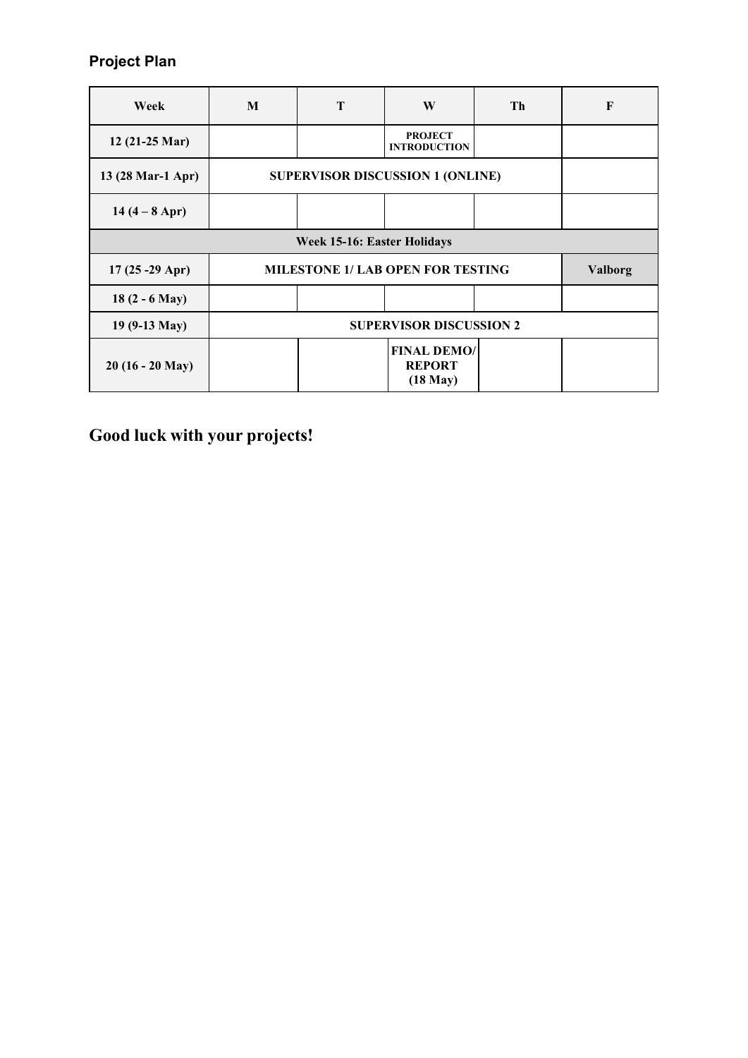## Project Plan

| Week | M | T | W | Th | F |
|---|---|---|---|---|---|
| 12 (21-25 Mar) | | | **PROJECT INTRODUCTION** | | |
| 13 (28 Mar-1 Apr) | **SUPERVISOR DISCUSSION 1 (ONLINE)** | | | | |
| 14 (4 – 8 Apr) | | | | | |
| **Week 15-16: Easter Holidays** | | | | | |
| 17 (25 -29 Apr) | **MILESTONE 1/ LAB OPEN FOR TESTING** | | | | **Valborg** |
| 18 (2 - 6 May) | | | | | |
| 19 (9-13 May) | **SUPERVISOR DISCUSSION 2** | | | | |
| 20 (16 - 20 May) | | | **FINAL DEMO/ REPORT (18 May)** | | |

## Good luck with your projects!